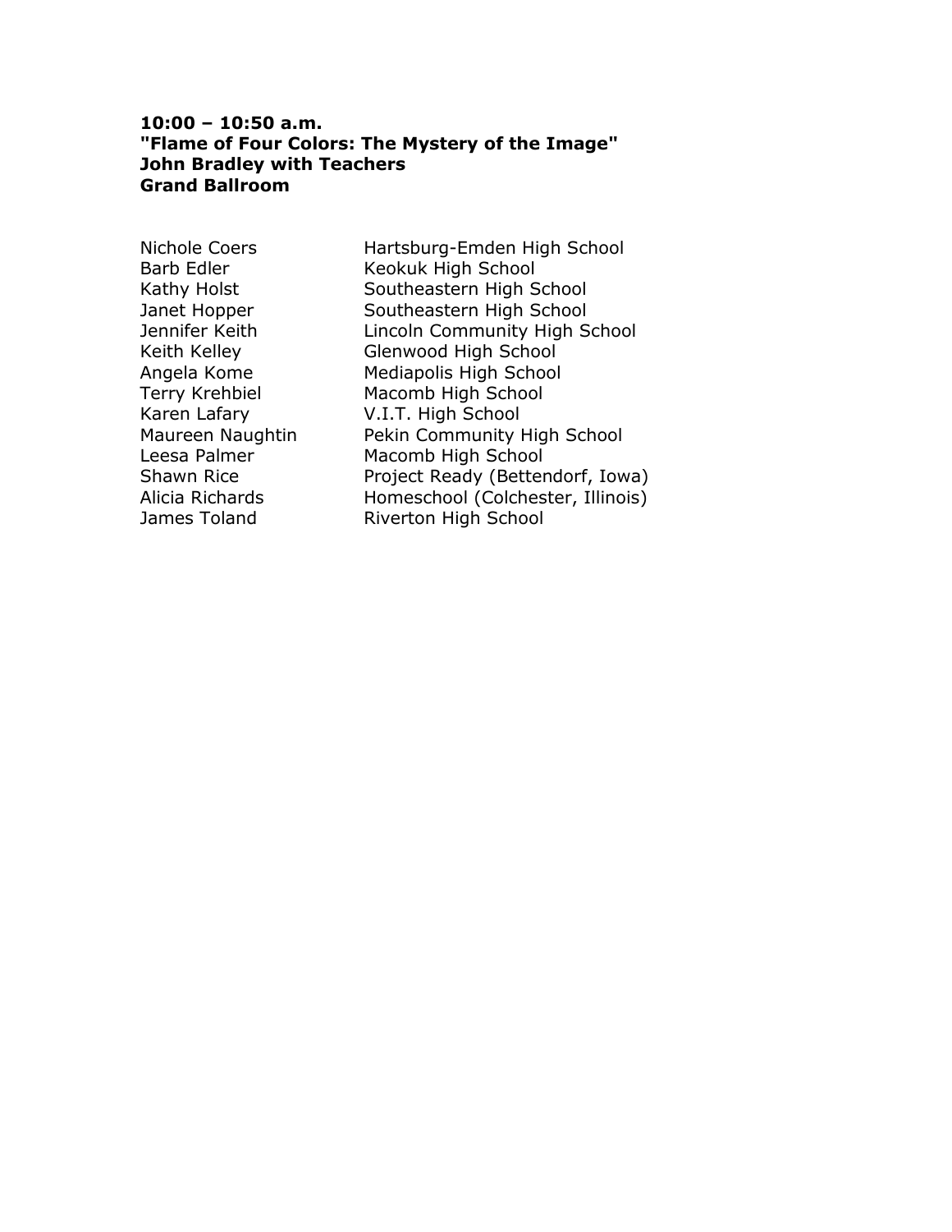**10:00 – 10:50 a.m.**
**"Flame of Four Colors: The Mystery of the Image"**
**John Bradley with Teachers**
**Grand Ballroom**

| | |
|---|---|
| Nichole Coers | Hartsburg-Emden High School |
| Barb Edler | Keokuk High School |
| Kathy Holst | Southeastern High School |
| Janet Hopper | Southeastern High School |
| Jennifer Keith | Lincoln Community High School |
| Keith Kelley | Glenwood High School |
| Angela Kome | Mediapolis High School |
| Terry Krehbiel | Macomb High School |
| Karen Lafary | V.I.T. High School |
| Maureen Naughtin | Pekin Community High School |
| Leesa Palmer | Macomb High School |
| Shawn Rice | Project Ready (Bettendorf, Iowa) |
| Alicia Richards | Homeschool (Colchester, Illinois) |
| James Toland | Riverton High School |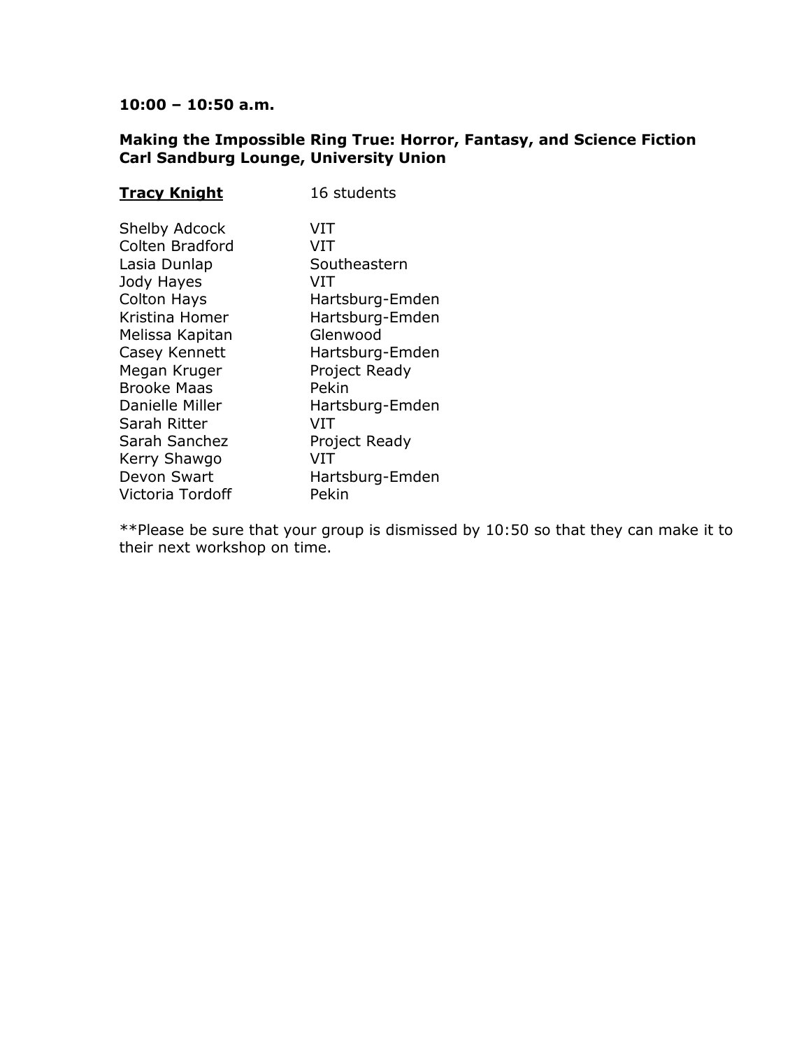**10:00 – 10:50 a.m.**

**Making the Impossible Ring True: Horror, Fantasy, and Science Fiction**
**Carl Sandburg Lounge, University Union**

| **Tracy Knight** | 16 students |
|---|---|
| Shelby Adcock | VIT |
| Colten Bradford | VIT |
| Lasia Dunlap | Southeastern |
| Jody Hayes | VIT |
| Colton Hays | Hartsburg-Emden |
| Kristina Homer | Hartsburg-Emden |
| Melissa Kapitan | Glenwood |
| Casey Kennett | Hartsburg-Emden |
| Megan Kruger | Project Ready |
| Brooke Maas | Pekin |
| Danielle Miller | Hartsburg-Emden |
| Sarah Ritter | VIT |
| Sarah Sanchez | Project Ready |
| Kerry Shawgo | VIT |
| Devon Swart | Hartsburg-Emden |
| Victoria Tordoff | Pekin |

**Please be sure that your group is dismissed by 10:50 so that they can make it to their next workshop on time.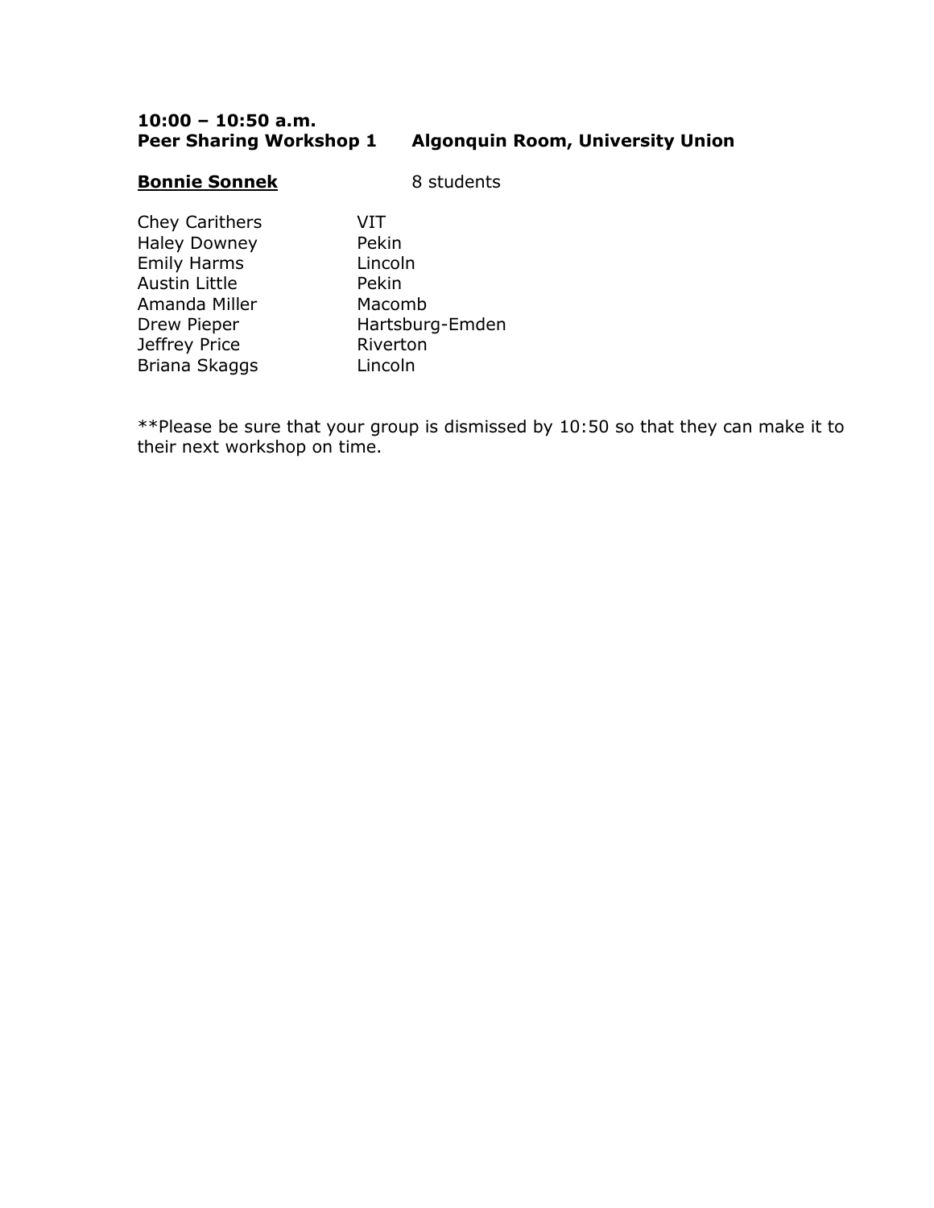**10:00 – 10:50 a.m.**
**Peer Sharing Workshop 1 Algonquin Room, University Union**

**<u>Bonnie Sonnek</u>** 8 students

| | |
|---|---|
| Chey Carithers | VIT |
| Haley Downey | Pekin |
| Emily Harms | Lincoln |
| Austin Little | Pekin |
| Amanda Miller | Macomb |
| Drew Pieper | Hartsburg-Emden |
| Jeffrey Price | Riverton |
| Briana Skaggs | Lincoln |

**Please be sure that your group is dismissed by 10:50 so that they can make it to their next workshop on time.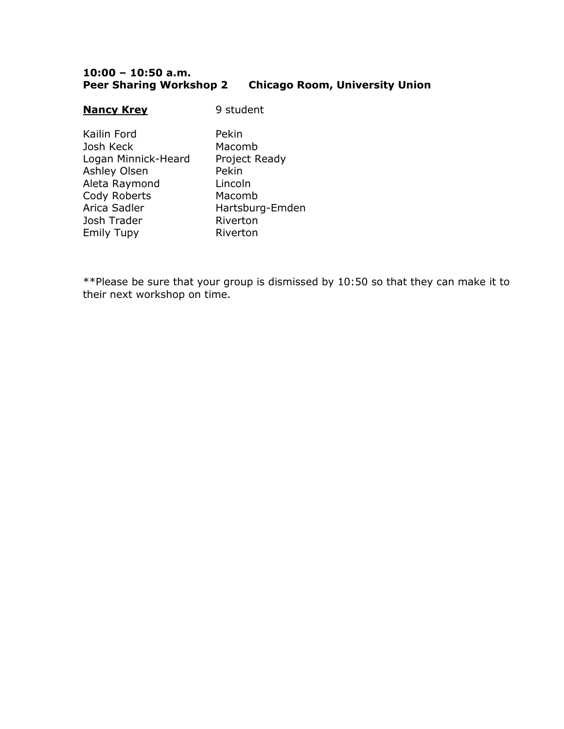**10:00 – 10:50 a.m.**
**Peer Sharing Workshop 2 Chicago Room, University Union**

| **Nancy Krey** | 9 student |
| --- | --- |
| Kailin Ford | Pekin |
| Josh Keck | Macomb |
| Logan Minnick-Heard | Project Ready |
| Ashley Olsen | Pekin |
| Aleta Raymond | Lincoln |
| Cody Roberts | Macomb |
| Arica Sadler | Hartsburg-Emden |
| Josh Trader | Riverton |
| Emily Tupy | Riverton |

**Please be sure that your group is dismissed by 10:50 so that they can make it to their next workshop on time.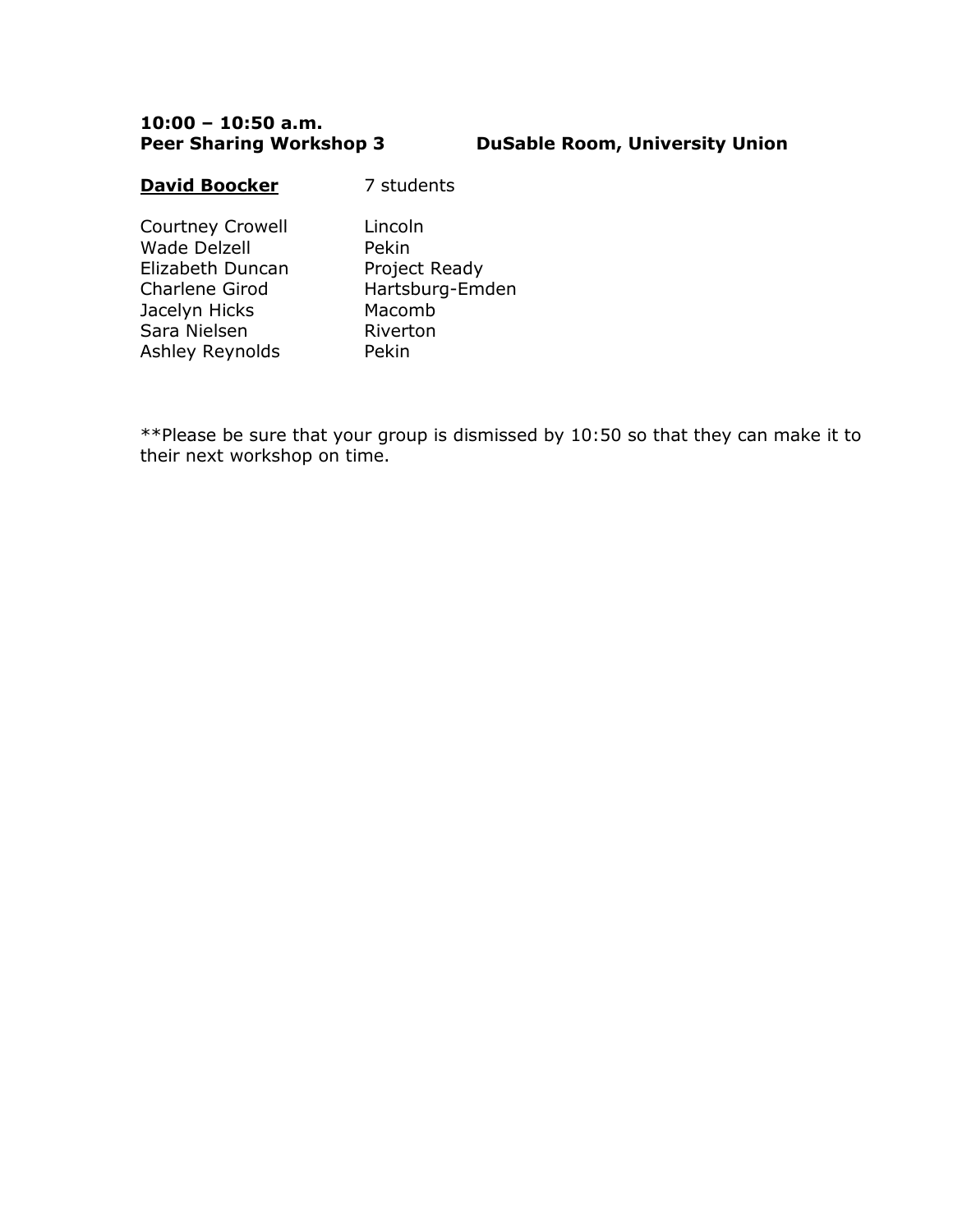**10:00 – 10:50 a.m.**
**Peer Sharing Workshop 3** **DuSable Room, University Union**

**David Boocker** 7 students

| | |
|---|---|
| Courtney Crowell | Lincoln |
| Wade Delzell | Pekin |
| Elizabeth Duncan | Project Ready |
| Charlene Girod | Hartsburg-Emden |
| Jacelyn Hicks | Macomb |
| Sara Nielsen | Riverton |
| Ashley Reynolds | Pekin |

**Please be sure that your group is dismissed by 10:50 so that they can make it to their next workshop on time.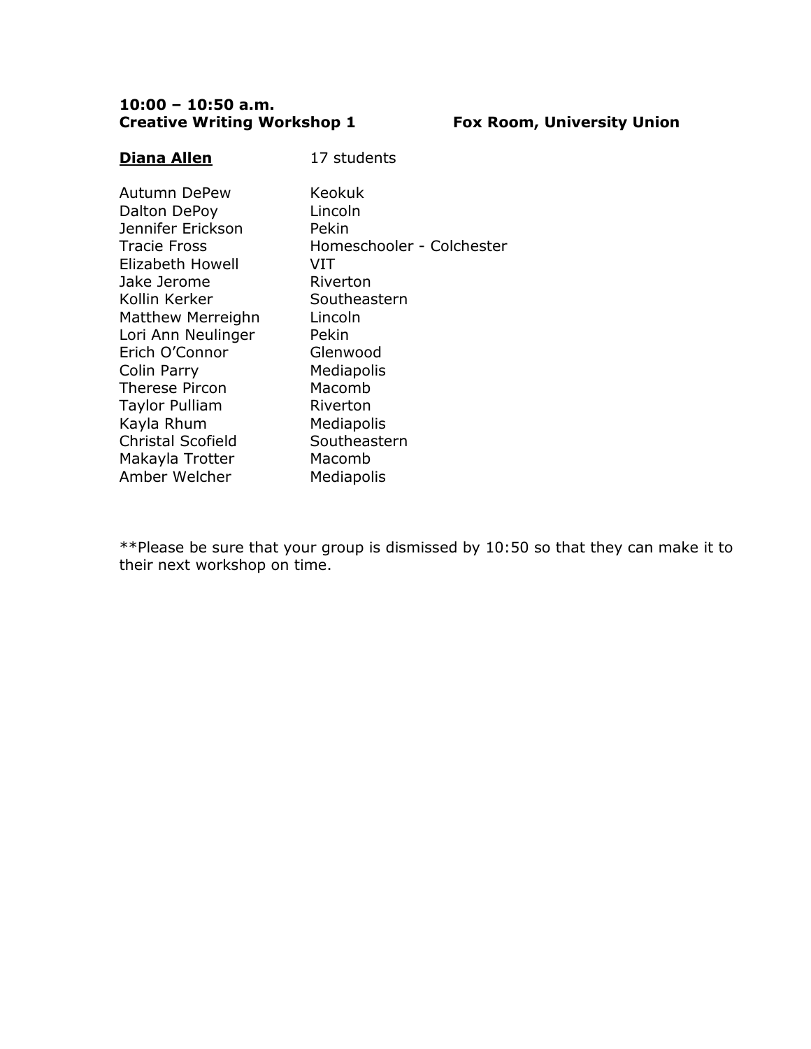**10:00 – 10:50 a.m.**
**Creative Writing Workshop 1** **Fox Room, University Union**

| **<u>Diana Allen</u>** | 17 students |
|---|---|
| Autumn DePew | Keokuk |
| Dalton DePoy | Lincoln |
| Jennifer Erickson | Pekin |
| Tracie Fross | Homeschooler - Colchester |
| Elizabeth Howell | VIT |
| Jake Jerome | Riverton |
| Kollin Kerker | Southeastern |
| Matthew Merreighn | Lincoln |
| Lori Ann Neulinger | Pekin |
| Erich O'Connor | Glenwood |
| Colin Parry | Mediapolis |
| Therese Pircon | Macomb |
| Taylor Pulliam | Riverton |
| Kayla Rhum | Mediapolis |
| Christal Scofield | Southeastern |
| Makayla Trotter | Macomb |
| Amber Welcher | Mediapolis |

**Please be sure that your group is dismissed by 10:50 so that they can make it to their next workshop on time.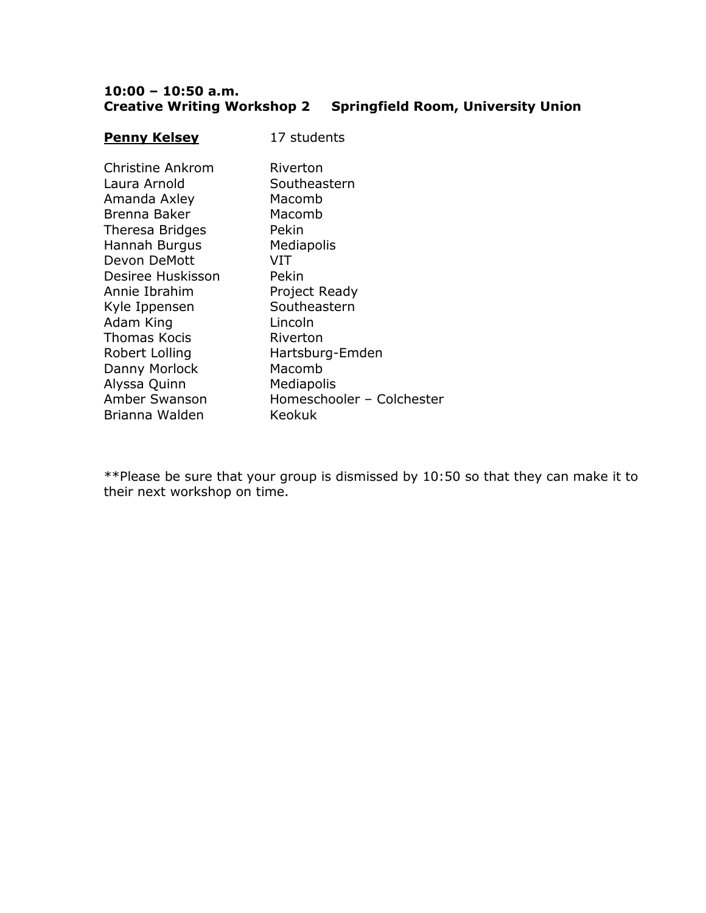**10:00 – 10:50 a.m.**
**Creative Writing Workshop 2 Springfield Room, University Union**

**<u>Penny Kelsey</u>** 17 students

| | |
|---|---|
| Christine Ankrom | Riverton |
| Laura Arnold | Southeastern |
| Amanda Axley | Macomb |
| Brenna Baker | Macomb |
| Theresa Bridges | Pekin |
| Hannah Burgus | Mediapolis |
| Devon DeMott | VIT |
| Desiree Huskisson | Pekin |
| Annie Ibrahim | Project Ready |
| Kyle Ippensen | Southeastern |
| Adam King | Lincoln |
| Thomas Kocis | Riverton |
| Robert Lolling | Hartsburg-Emden |
| Danny Morlock | Macomb |
| Alyssa Quinn | Mediapolis |
| Amber Swanson | Homeschooler – Colchester |
| Brianna Walden | Keokuk |

**Please be sure that your group is dismissed by 10:50 so that they can make it to their next workshop on time.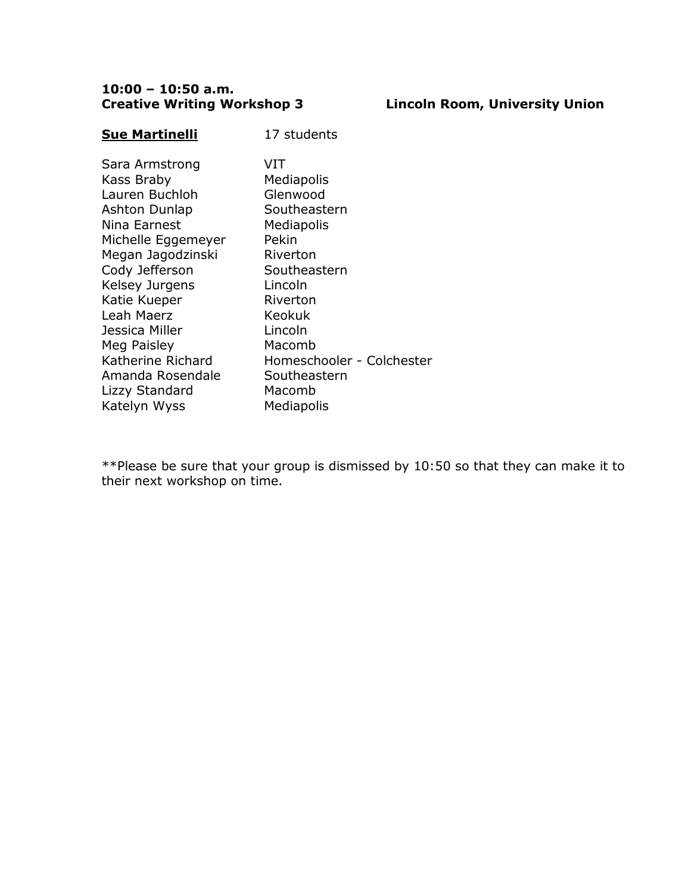**10:00 – 10:50 a.m.**
**Creative Writing Workshop 3** **Lincoln Room, University Union**

| **<u>Sue Martinelli</u>** | 17 students |
|---|---|
| Sara Armstrong | VIT |
| Kass Braby | Mediapolis |
| Lauren Buchloh | Glenwood |
| Ashton Dunlap | Southeastern |
| Nina Earnest | Mediapolis |
| Michelle Eggemeyer | Pekin |
| Megan Jagodzinski | Riverton |
| Cody Jefferson | Southeastern |
| Kelsey Jurgens | Lincoln |
| Katie Kueper | Riverton |
| Leah Maerz | Keokuk |
| Jessica Miller | Lincoln |
| Meg Paisley | Macomb |
| Katherine Richard | Homeschooler - Colchester |
| Amanda Rosendale | Southeastern |
| Lizzy Standard | Macomb |
| Katelyn Wyss | Mediapolis |

**Please be sure that your group is dismissed by 10:50 so that they can make it to their next workshop on time.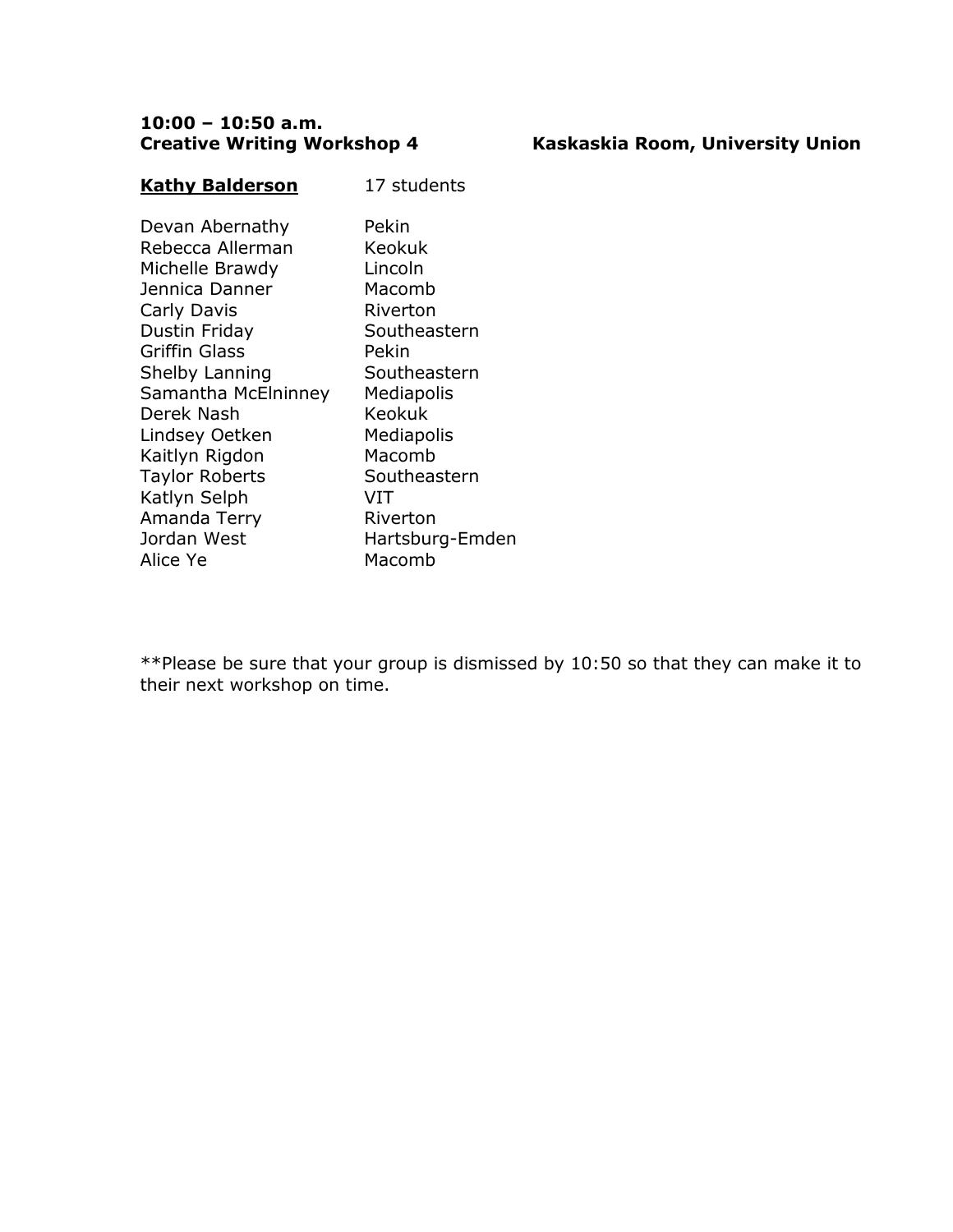**10:00 – 10:50 a.m.**

**Creative Writing Workshop 4** **Kaskaskia Room, University Union**

**<u>Kathy Balderson</u>** 17 students

| | |
|---|---|
| Devan Abernathy | Pekin |
| Rebecca Allerman | Keokuk |
| Michelle Brawdy | Lincoln |
| Jennica Danner | Macomb |
| Carly Davis | Riverton |
| Dustin Friday | Southeastern |
| Griffin Glass | Pekin |
| Shelby Lanning | Southeastern |
| Samantha McElninney | Mediapolis |
| Derek Nash | Keokuk |
| Lindsey Oetken | Mediapolis |
| Kaitlyn Rigdon | Macomb |
| Taylor Roberts | Southeastern |
| Katlyn Selph | VIT |
| Amanda Terry | Riverton |
| Jordan West | Hartsburg-Emden |
| Alice Ye | Macomb |

**Please be sure that your group is dismissed by 10:50 so that they can make it to their next workshop on time.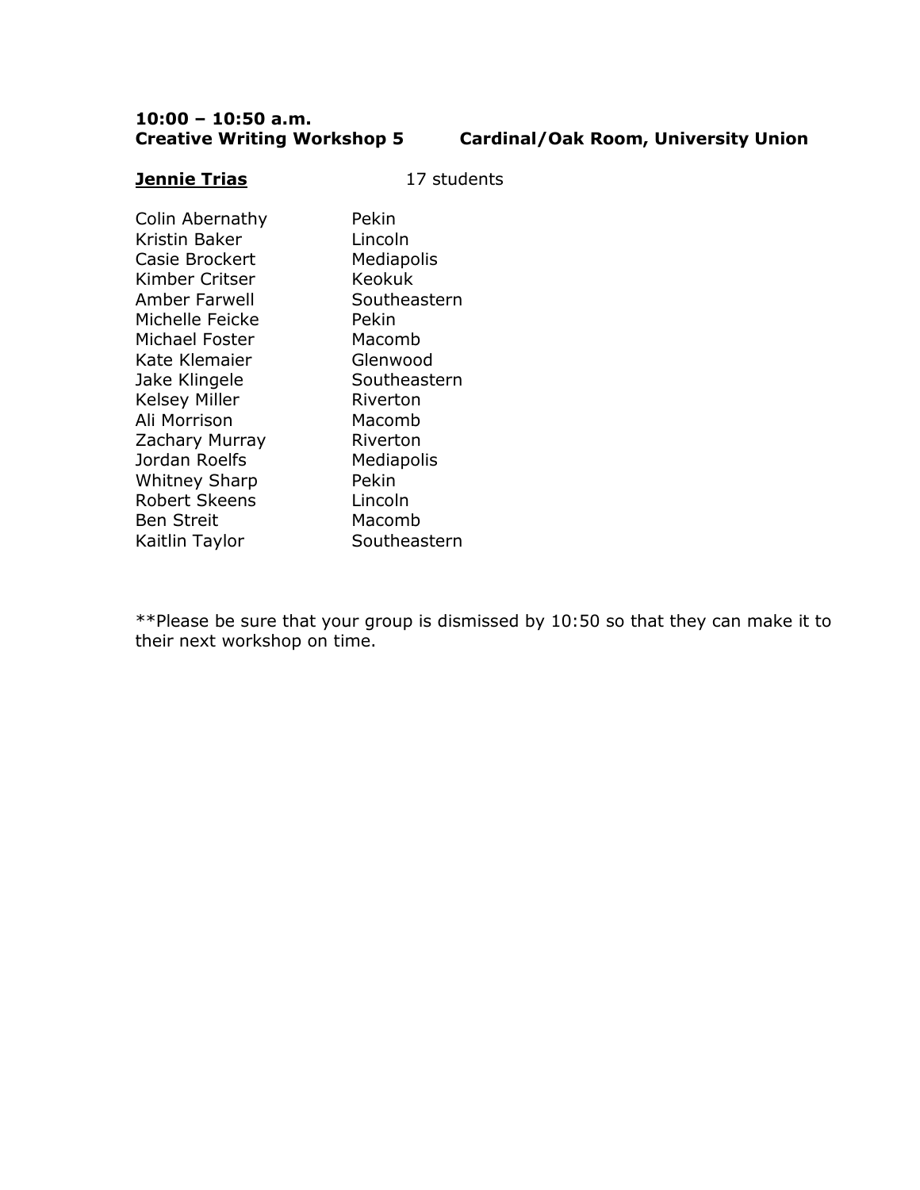**10:00 – 10:50 a.m.**
**Creative Writing Workshop 5 Cardinal/Oak Room, University Union**

**Jennie Trias** 17 students

| | |
|---|---|
| Colin Abernathy | Pekin |
| Kristin Baker | Lincoln |
| Casie Brockert | Mediapolis |
| Kimber Critser | Keokuk |
| Amber Farwell | Southeastern |
| Michelle Feicke | Pekin |
| Michael Foster | Macomb |
| Kate Klemaier | Glenwood |
| Jake Klingele | Southeastern |
| Kelsey Miller | Riverton |
| Ali Morrison | Macomb |
| Zachary Murray | Riverton |
| Jordan Roelfs | Mediapolis |
| Whitney Sharp | Pekin |
| Robert Skeens | Lincoln |
| Ben Streit | Macomb |
| Kaitlin Taylor | Southeastern |

**Please be sure that your group is dismissed by 10:50 so that they can make it to their next workshop on time.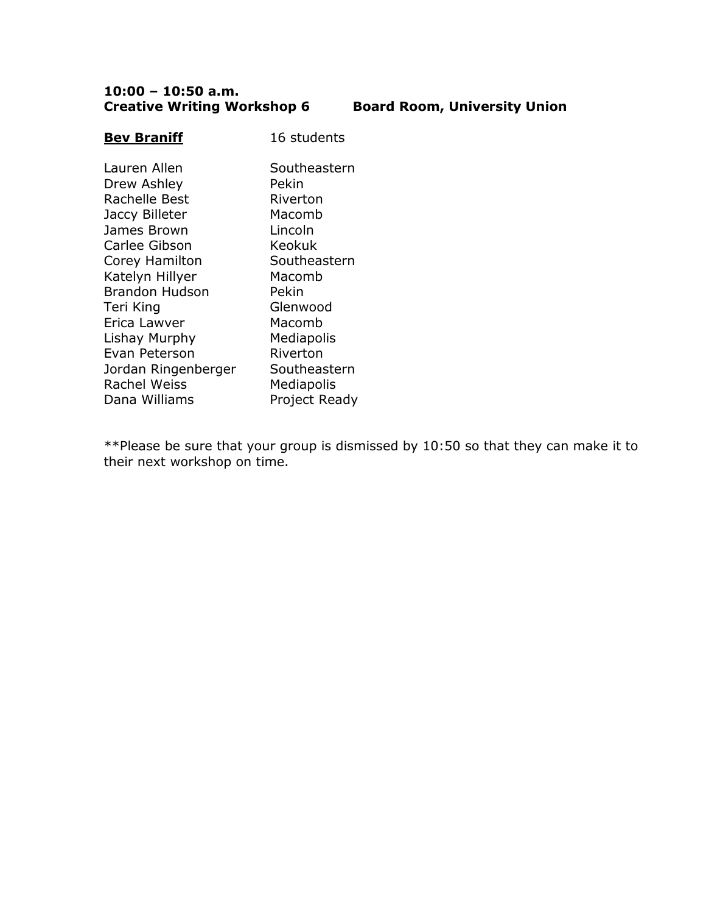**10:00 – 10:50 a.m.**
**Creative Writing Workshop 6** **Board Room, University Union**

**<u>Bev Braniff</u>** 16 students

| | |
|---|---|
| Lauren Allen | Southeastern |
| Drew Ashley | Pekin |
| Rachelle Best | Riverton |
| Jaccy Billeter | Macomb |
| James Brown | Lincoln |
| Carlee Gibson | Keokuk |
| Corey Hamilton | Southeastern |
| Katelyn Hillyer | Macomb |
| Brandon Hudson | Pekin |
| Teri King | Glenwood |
| Erica Lawver | Macomb |
| Lishay Murphy | Mediapolis |
| Evan Peterson | Riverton |
| Jordan Ringenberger | Southeastern |
| Rachel Weiss | Mediapolis |
| Dana Williams | Project Ready |

**Please be sure that your group is dismissed by 10:50 so that they can make it to their next workshop on time.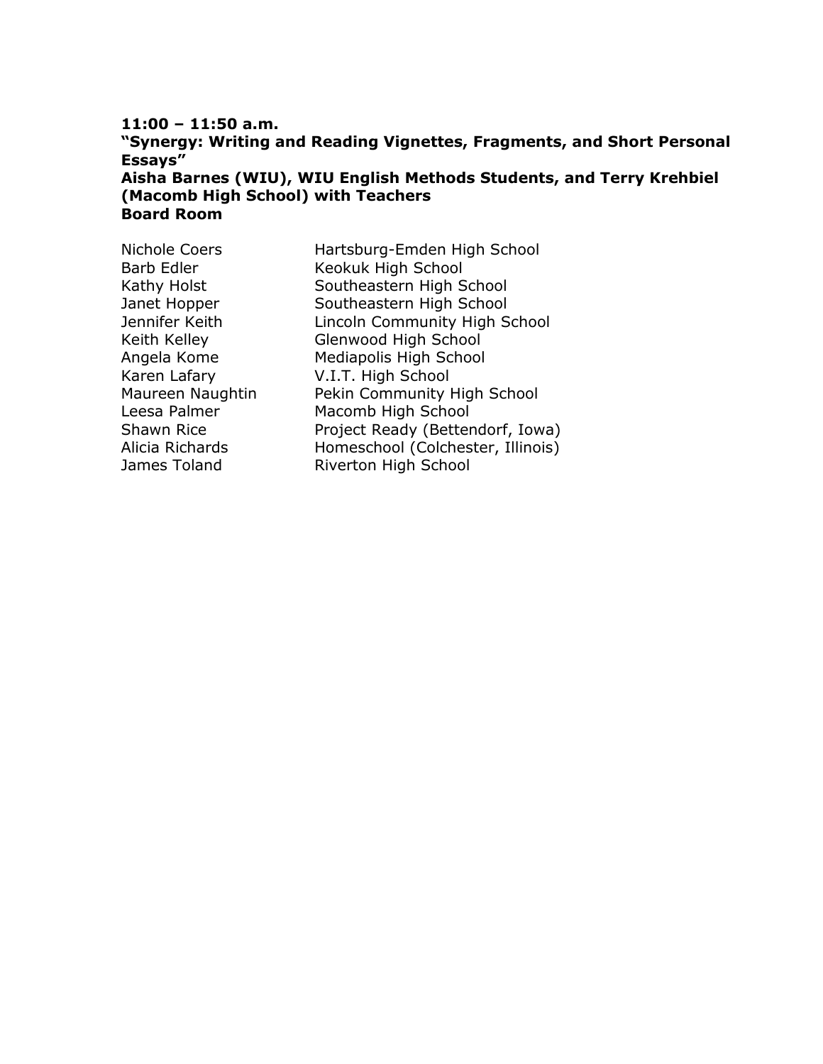**11:00 – 11:50 a.m.**
**"Synergy: Writing and Reading Vignettes, Fragments, and Short Personal Essays"**
**Aisha Barnes (WIU), WIU English Methods Students, and Terry Krehbiel (Macomb High School) with Teachers**
**Board Room**

| | |
|---|---|
| Nichole Coers | Hartsburg-Emden High School |
| Barb Edler | Keokuk High School |
| Kathy Holst | Southeastern High School |
| Janet Hopper | Southeastern High School |
| Jennifer Keith | Lincoln Community High School |
| Keith Kelley | Glenwood High School |
| Angela Kome | Mediapolis High School |
| Karen Lafary | V.I.T. High School |
| Maureen Naughtin | Pekin Community High School |
| Leesa Palmer | Macomb High School |
| Shawn Rice | Project Ready (Bettendorf, Iowa) |
| Alicia Richards | Homeschool (Colchester, Illinois) |
| James Toland | Riverton High School |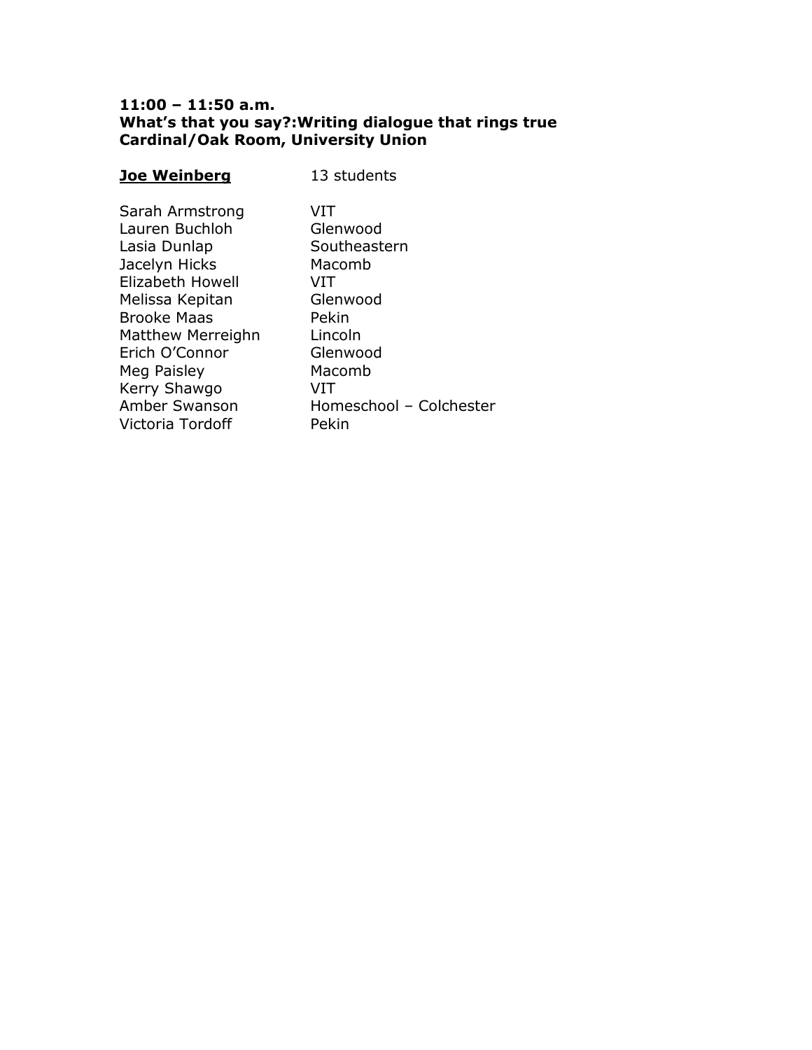**11:00 – 11:50 a.m.**
**What's that you say?:Writing dialogue that rings true**
**Cardinal/Oak Room, University Union**

| **<u>Joe Weinberg</u>** | 13 students |
|---|---|
| Sarah Armstrong | VIT |
| Lauren Buchloh | Glenwood |
| Lasia Dunlap | Southeastern |
| Jacelyn Hicks | Macomb |
| Elizabeth Howell | VIT |
| Melissa Kepitan | Glenwood |
| Brooke Maas | Pekin |
| Matthew Merreighn | Lincoln |
| Erich O'Connor | Glenwood |
| Meg Paisley | Macomb |
| Kerry Shawgo | VIT |
| Amber Swanson | Homeschool – Colchester |
| Victoria Tordoff | Pekin |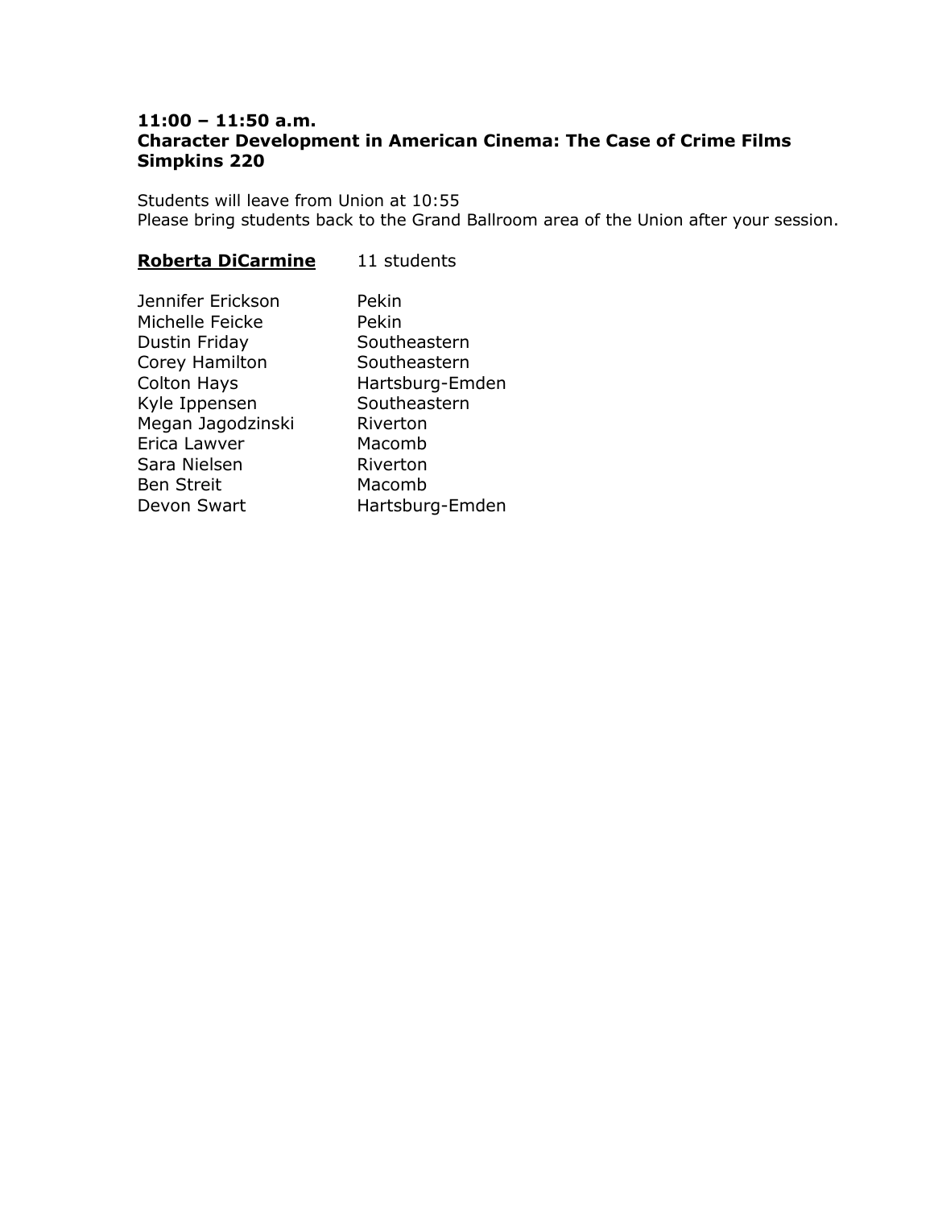**11:00 – 11:50 a.m.**
**Character Development in American Cinema: The Case of Crime Films**
**Simpkins 220**

Students will leave from Union at 10:55
Please bring students back to the Grand Ballroom area of the Union after your session.

**Roberta DiCarmine** 11 students

| | |
|---|---|
| Jennifer Erickson | Pekin |
| Michelle Feicke | Pekin |
| Dustin Friday | Southeastern |
| Corey Hamilton | Southeastern |
| Colton Hays | Hartsburg-Emden |
| Kyle Ippensen | Southeastern |
| Megan Jagodzinski | Riverton |
| Erica Lawver | Macomb |
| Sara Nielsen | Riverton |
| Ben Streit | Macomb |
| Devon Swart | Hartsburg-Emden |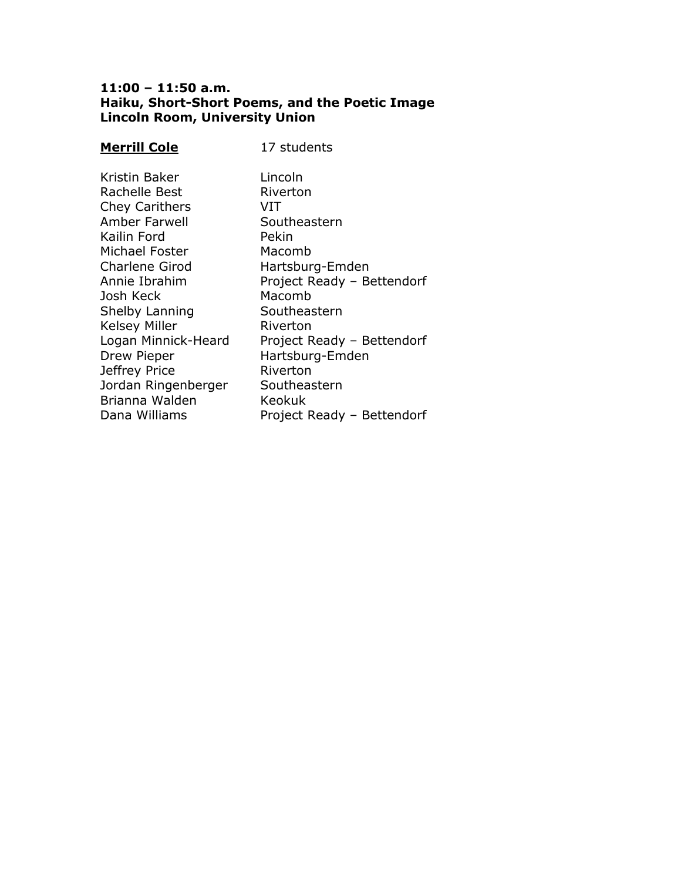**11:00 – 11:50 a.m.**
**Haiku, Short-Short Poems, and the Poetic Image**
**Lincoln Room, University Union**

| **Merrill Cole** | 17 students |
|---|---|
| Kristin Baker | Lincoln |
| Rachelle Best | Riverton |
| Chey Carithers | VIT |
| Amber Farwell | Southeastern |
| Kailin Ford | Pekin |
| Michael Foster | Macomb |
| Charlene Girod | Hartsburg-Emden |
| Annie Ibrahim | Project Ready – Bettendorf |
| Josh Keck | Macomb |
| Shelby Lanning | Southeastern |
| Kelsey Miller | Riverton |
| Logan Minnick-Heard | Project Ready – Bettendorf |
| Drew Pieper | Hartsburg-Emden |
| Jeffrey Price | Riverton |
| Jordan Ringenberger | Southeastern |
| Brianna Walden | Keokuk |
| Dana Williams | Project Ready – Bettendorf |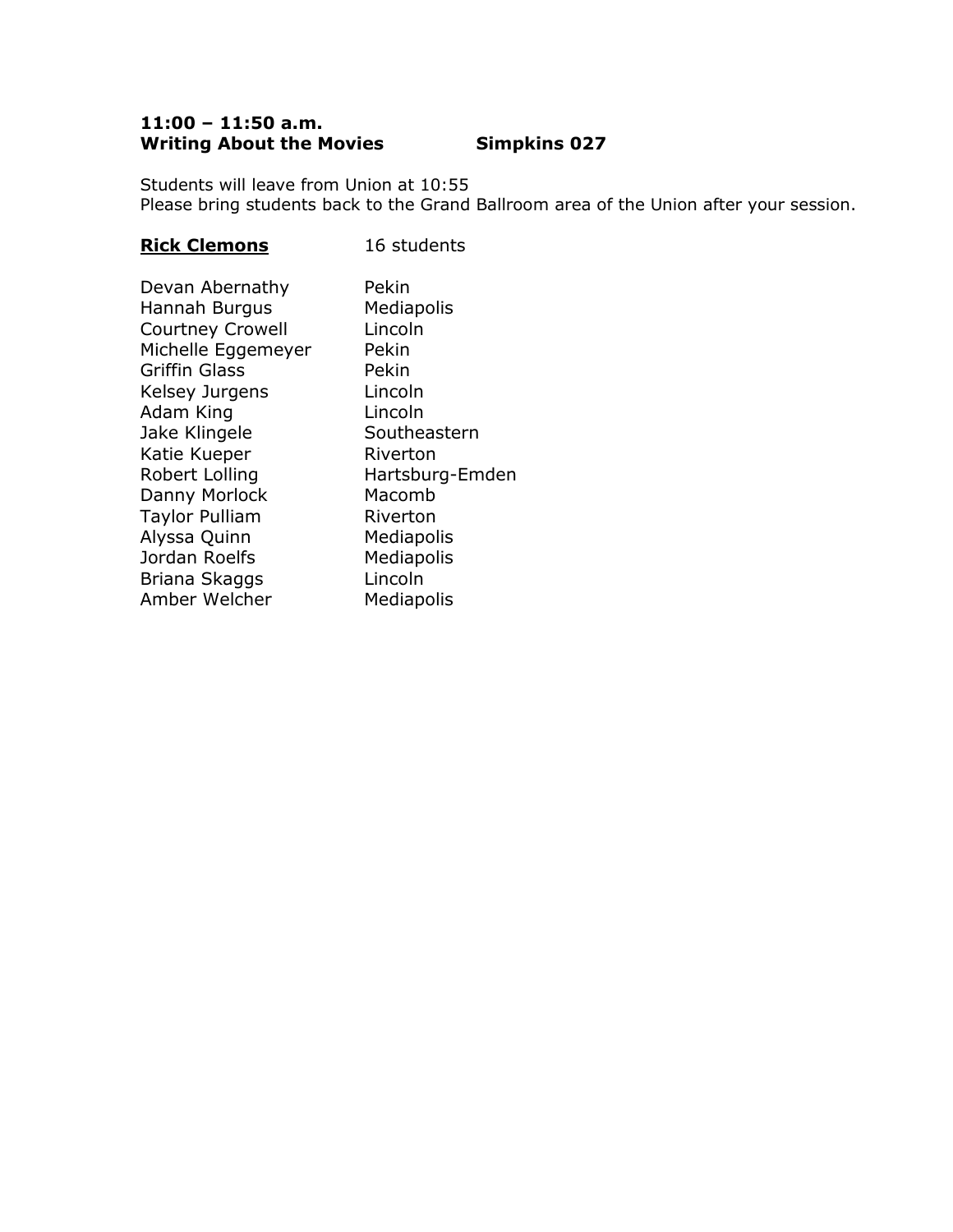**11:00 – 11:50 a.m.**
**Writing About the Movies Simpkins 027**

Students will leave from Union at 10:55
Please bring students back to the Grand Ballroom area of the Union after your session.

**<u>Rick Clemons</u>** 16 students

| | |
|---|---|
| Devan Abernathy | Pekin |
| Hannah Burgus | Mediapolis |
| Courtney Crowell | Lincoln |
| Michelle Eggemeyer | Pekin |
| Griffin Glass | Pekin |
| Kelsey Jurgens | Lincoln |
| Adam King | Lincoln |
| Jake Klingele | Southeastern |
| Katie Kueper | Riverton |
| Robert Lolling | Hartsburg-Emden |
| Danny Morlock | Macomb |
| Taylor Pulliam | Riverton |
| Alyssa Quinn | Mediapolis |
| Jordan Roelfs | Mediapolis |
| Briana Skaggs | Lincoln |
| Amber Welcher | Mediapolis |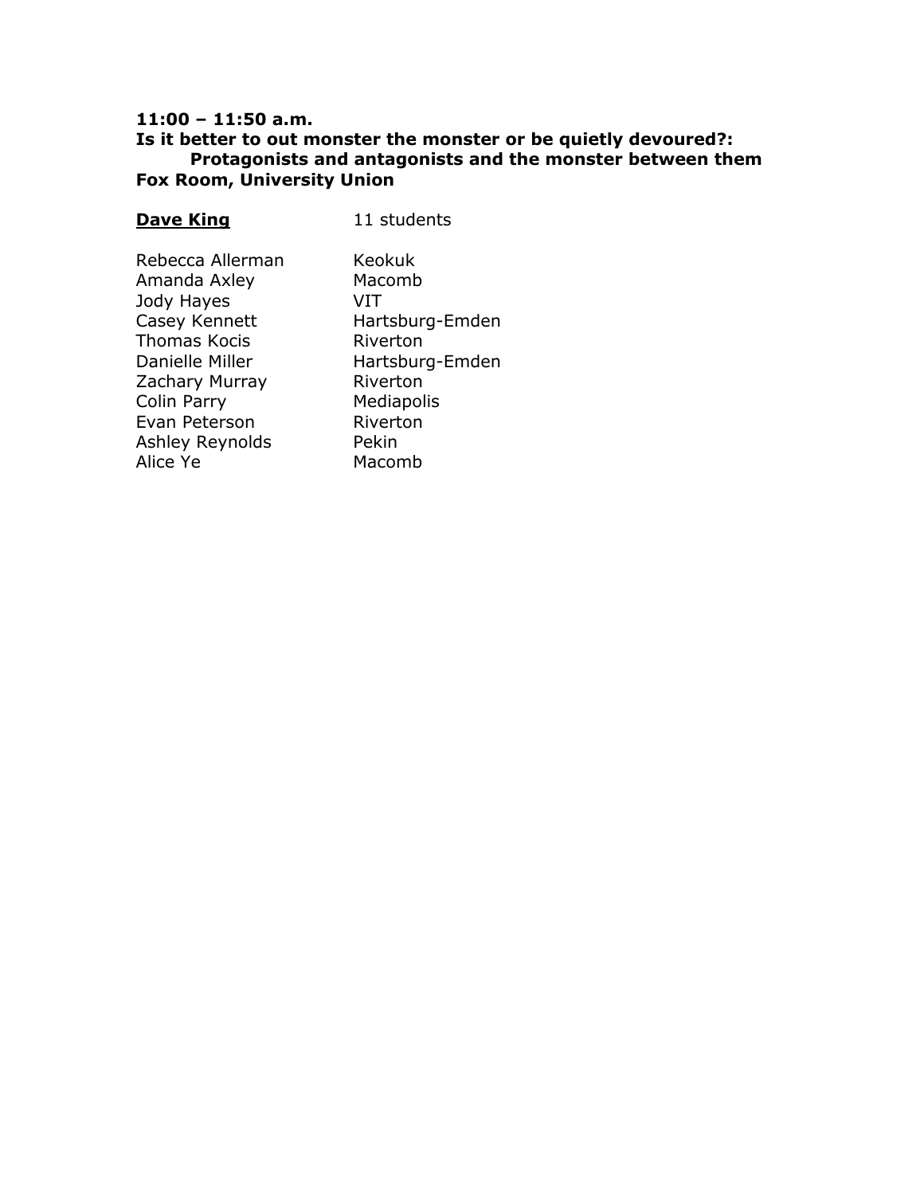**11:00 – 11:50 a.m.**
**Is it better to out monster the monster or be quietly devoured?:**
**Protagonists and antagonists and the monster between them**
**Fox Room, University Union**

| <u>**Dave King**</u> | 11 students |
|---|---|
| Rebecca Allerman | Keokuk |
| Amanda Axley | Macomb |
| Jody Hayes | VIT |
| Casey Kennett | Hartsburg-Emden |
| Thomas Kocis | Riverton |
| Danielle Miller | Hartsburg-Emden |
| Zachary Murray | Riverton |
| Colin Parry | Mediapolis |
| Evan Peterson | Riverton |
| Ashley Reynolds | Pekin |
| Alice Ye | Macomb |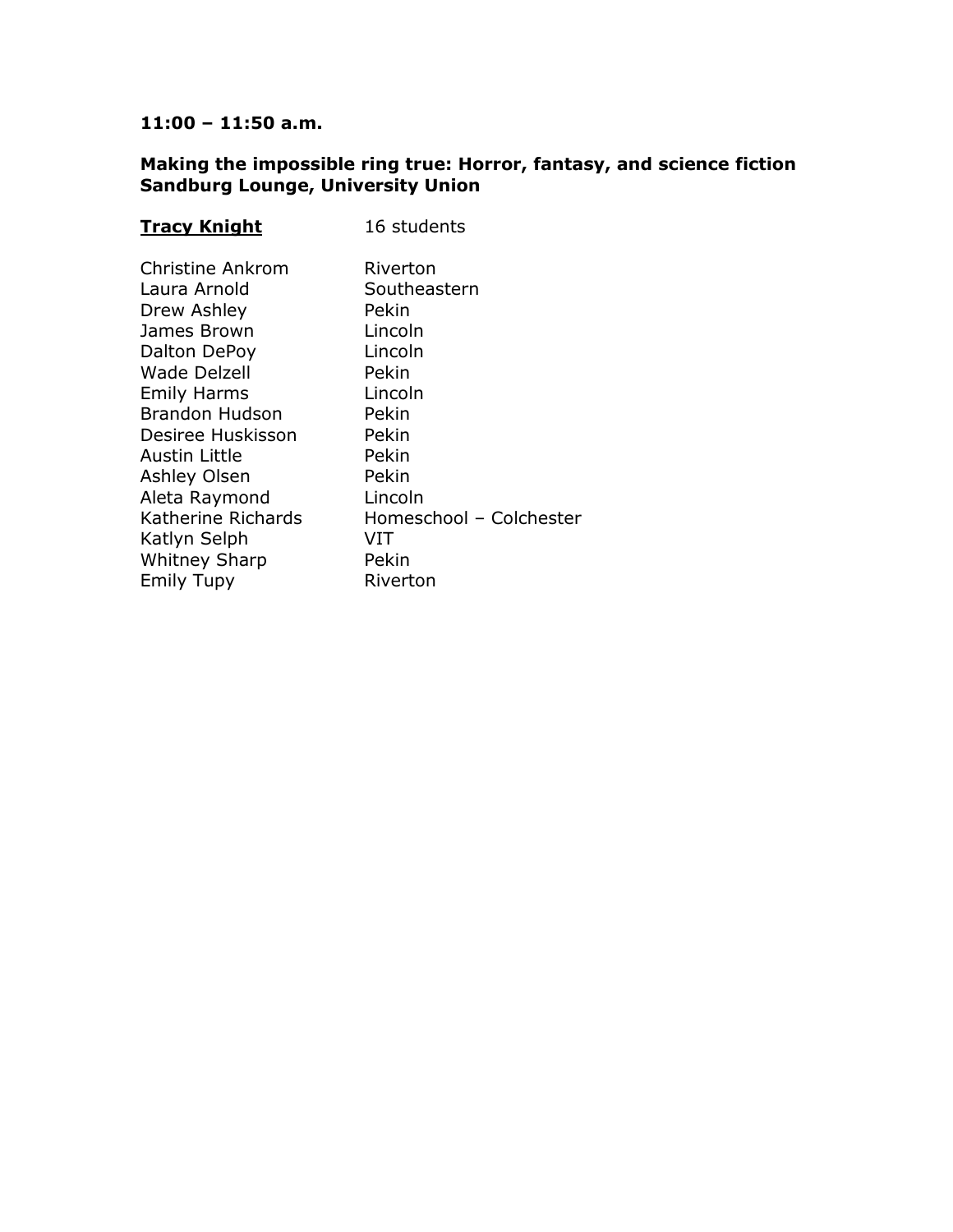**11:00 – 11:50 a.m.**

**Making the impossible ring true: Horror, fantasy, and science fiction**
**Sandburg Lounge, University Union**

| **<u>Tracy Knight</u>** | 16 students |
|---|---|
| Christine Ankrom | Riverton |
| Laura Arnold | Southeastern |
| Drew Ashley | Pekin |
| James Brown | Lincoln |
| Dalton DePoy | Lincoln |
| Wade Delzell | Pekin |
| Emily Harms | Lincoln |
| Brandon Hudson | Pekin |
| Desiree Huskisson | Pekin |
| Austin Little | Pekin |
| Ashley Olsen | Pekin |
| Aleta Raymond | Lincoln |
| Katherine Richards | Homeschool – Colchester |
| Katlyn Selph | VIT |
| Whitney Sharp | Pekin |
| Emily Tupy | Riverton |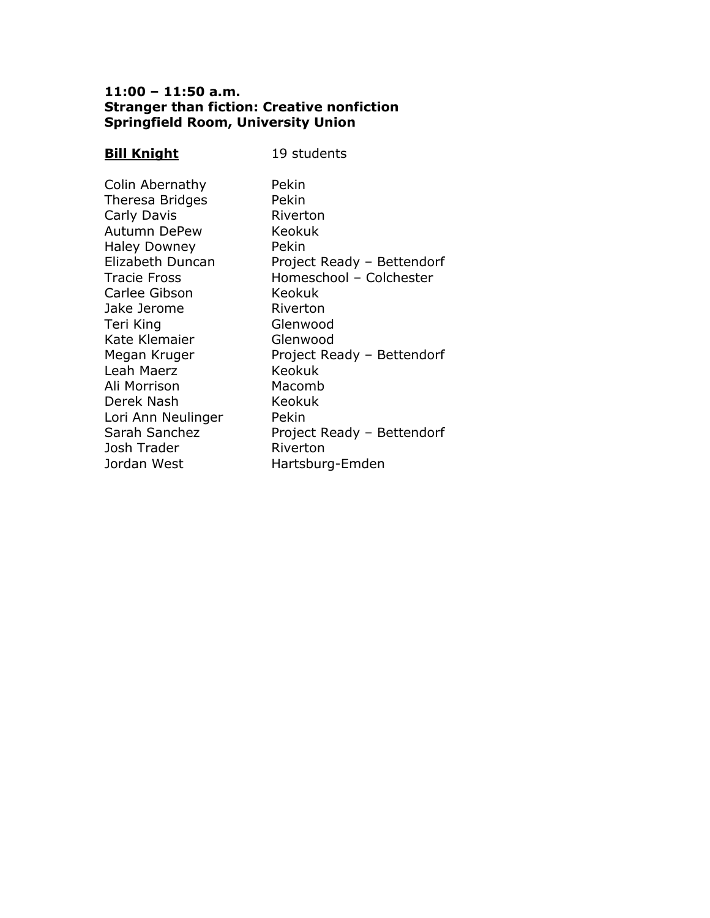**11:00 – 11:50 a.m.**
**Stranger than fiction: Creative nonfiction**
**Springfield Room, University Union**

| **Bill Knight** | 19 students |
|---|---|
| Colin Abernathy | Pekin |
| Theresa Bridges | Pekin |
| Carly Davis | Riverton |
| Autumn DePew | Keokuk |
| Haley Downey | Pekin |
| Elizabeth Duncan | Project Ready – Bettendorf |
| Tracie Fross | Homeschool – Colchester |
| Carlee Gibson | Keokuk |
| Jake Jerome | Riverton |
| Teri King | Glenwood |
| Kate Klemaier | Glenwood |
| Megan Kruger | Project Ready – Bettendorf |
| Leah Maerz | Keokuk |
| Ali Morrison | Macomb |
| Derek Nash | Keokuk |
| Lori Ann Neulinger | Pekin |
| Sarah Sanchez | Project Ready – Bettendorf |
| Josh Trader | Riverton |
| Jordan West | Hartsburg-Emden |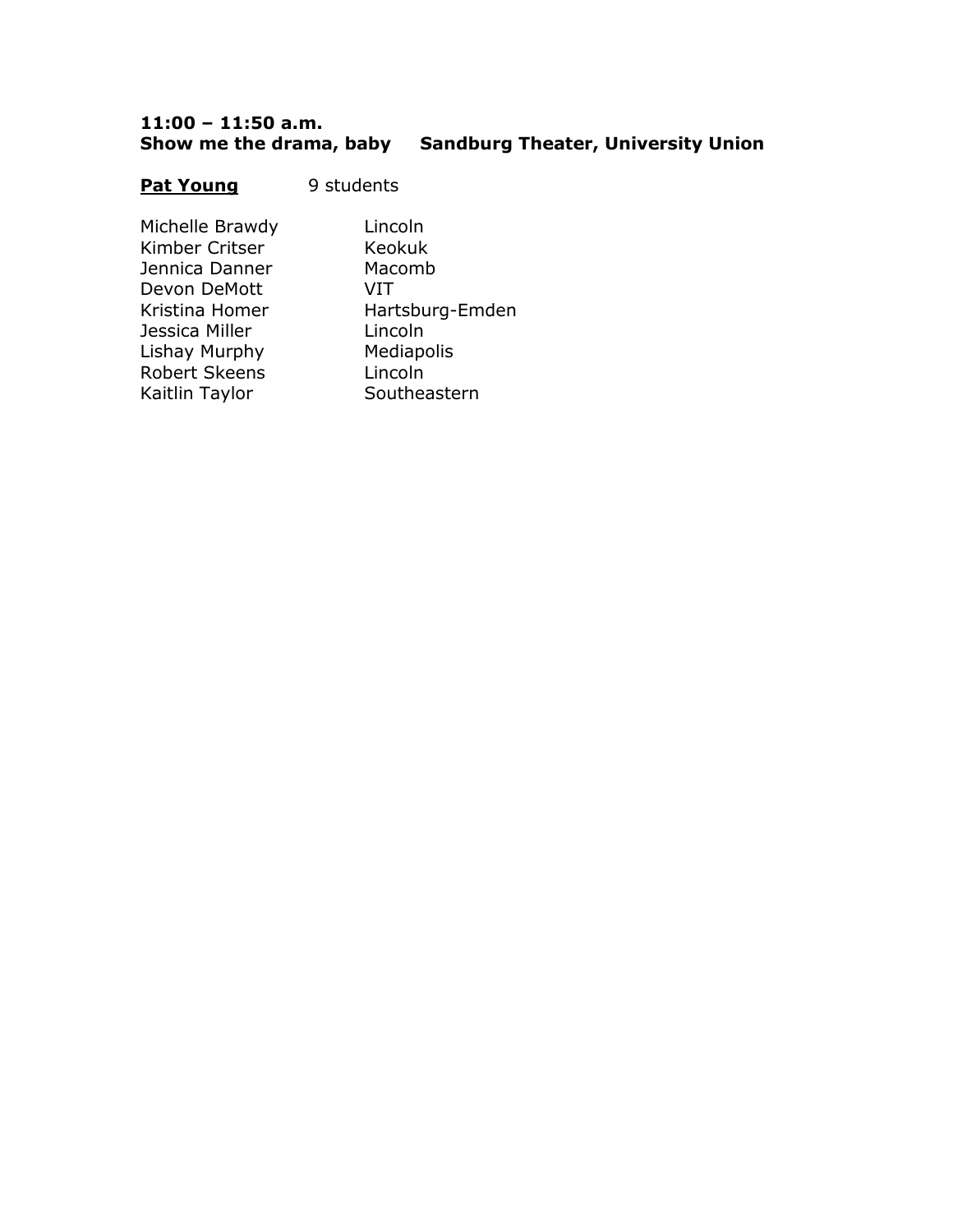**11:00 – 11:50 a.m.**
**Show me the drama, baby    Sandburg Theater, University Union**

**<u>Pat Young</u>**    9 students

| | |
|---|---|
| Michelle Brawdy | Lincoln |
| Kimber Critser | Keokuk |
| Jennica Danner | Macomb |
| Devon DeMott | VIT |
| Kristina Homer | Hartsburg-Emden |
| Jessica Miller | Lincoln |
| Lishay Murphy | Mediapolis |
| Robert Skeens | Lincoln |
| Kaitlin Taylor | Southeastern |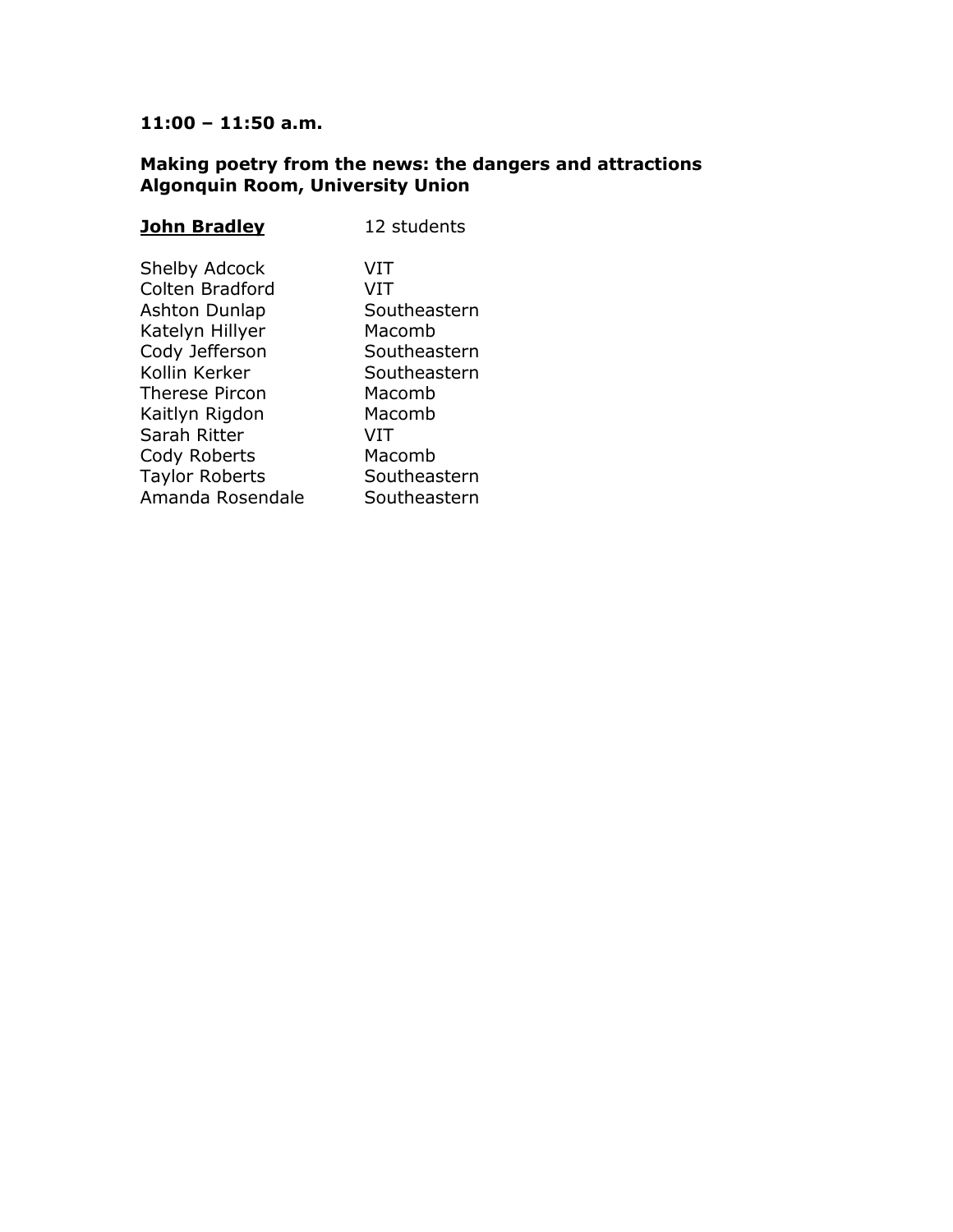**11:00 – 11:50 a.m.**

**Making poetry from the news: the dangers and attractions**
**Algonquin Room, University Union**

| **John Bradley** | 12 students |
| --- | --- |
| Shelby Adcock | VIT |
| Colten Bradford | VIT |
| Ashton Dunlap | Southeastern |
| Katelyn Hillyer | Macomb |
| Cody Jefferson | Southeastern |
| Kollin Kerker | Southeastern |
| Therese Pircon | Macomb |
| Kaitlyn Rigdon | Macomb |
| Sarah Ritter | VIT |
| Cody Roberts | Macomb |
| Taylor Roberts | Southeastern |
| Amanda Rosendale | Southeastern |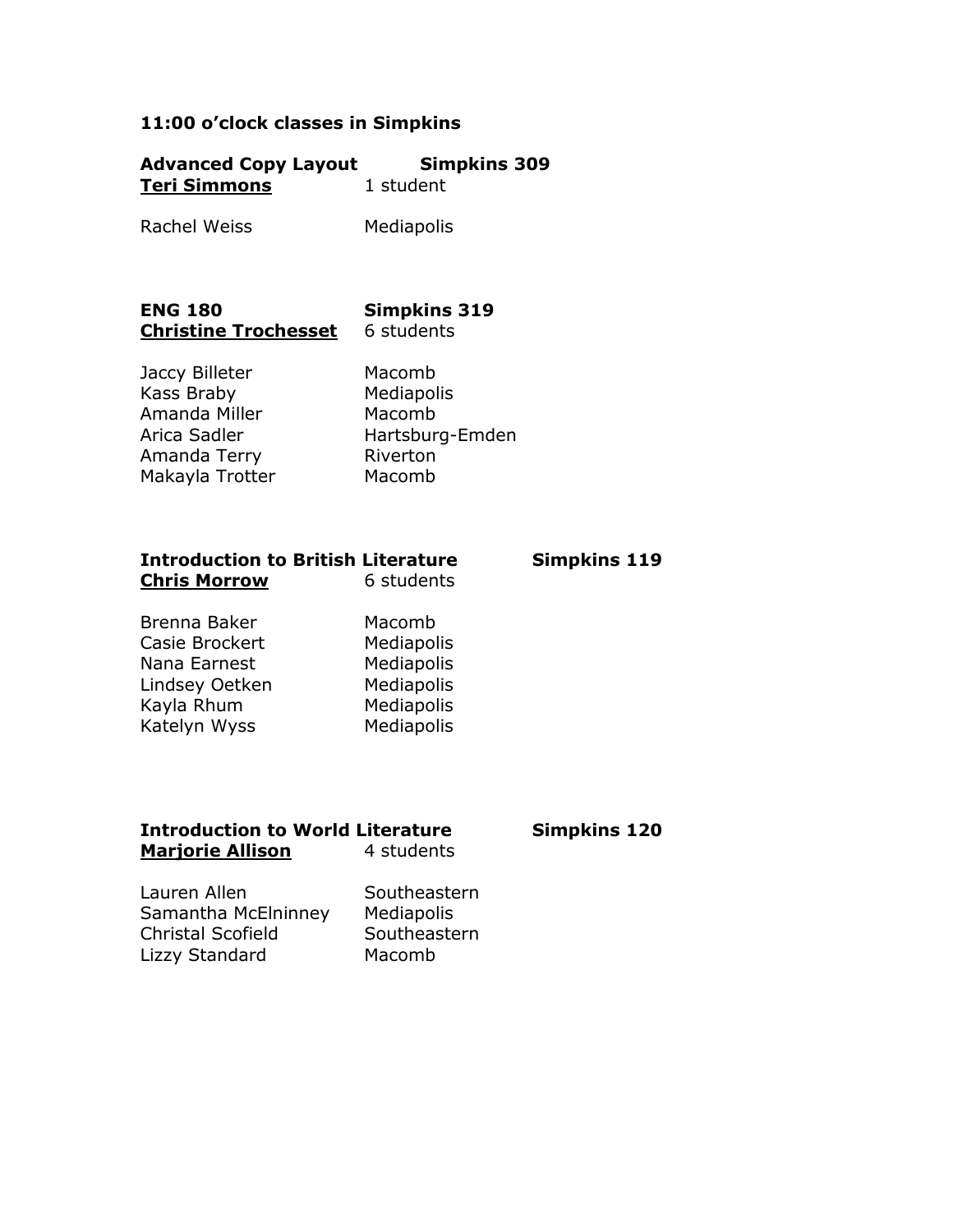**11:00 o'clock classes in Simpkins**

**Advanced Copy Layout** **Simpkins 309**
**Teri Simmons** 1 student

| | |
|---|---|
| Rachel Weiss | Mediapolis |

**ENG 180** **Simpkins 319**
**Christine Trochesset** 6 students

| | |
|---|---|
| Jaccy Billeter | Macomb |
| Kass Braby | Mediapolis |
| Amanda Miller | Macomb |
| Arica Sadler | Hartsburg-Emden |
| Amanda Terry | Riverton |
| Makayla Trotter | Macomb |

**Introduction to British Literature** **Simpkins 119**
**Chris Morrow** 6 students

| | |
|---|---|
| Brenna Baker | Macomb |
| Casie Brockert | Mediapolis |
| Nana Earnest | Mediapolis |
| Lindsey Oetken | Mediapolis |
| Kayla Rhum | Mediapolis |
| Katelyn Wyss | Mediapolis |

**Introduction to World Literature** **Simpkins 120**
**Marjorie Allison** 4 students

| | |
|---|---|
| Lauren Allen | Southeastern |
| Samantha McElninney | Mediapolis |
| Christal Scofield | Southeastern |
| Lizzy Standard | Macomb |